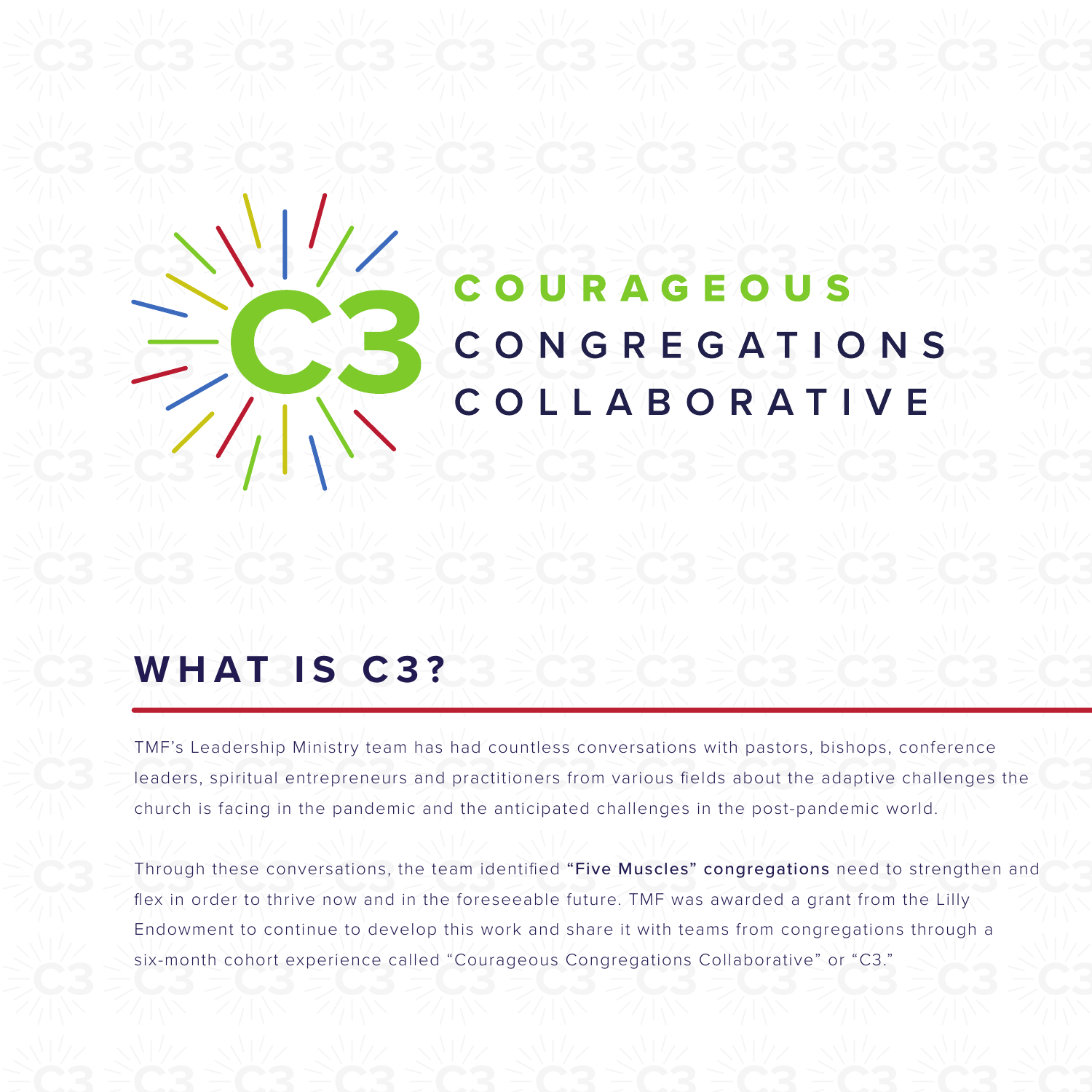# C3 COURAGEOUS CONGREGATIONS COLLABORATIVE

## WHAT IS C3?

TMF's Leadership Ministry team has had countless conversations with pastors, bishops, conference leaders, spiritual entrepreneurs and practitioners from various fields about the adaptive challenges the church is facing in the pandemic and the anticipated challenges in the post-pandemic world.

Through these conversations, the team identified **"Five Muscles" congregations** need to strengthen and flex in order to thrive now and in the foreseeable future. TMF was awarded a grant from the Lilly Endowment to continue to develop this work and share it with teams from congregations through a six-month cohort experience called "Courageous Congregations Collaborative" or "C3."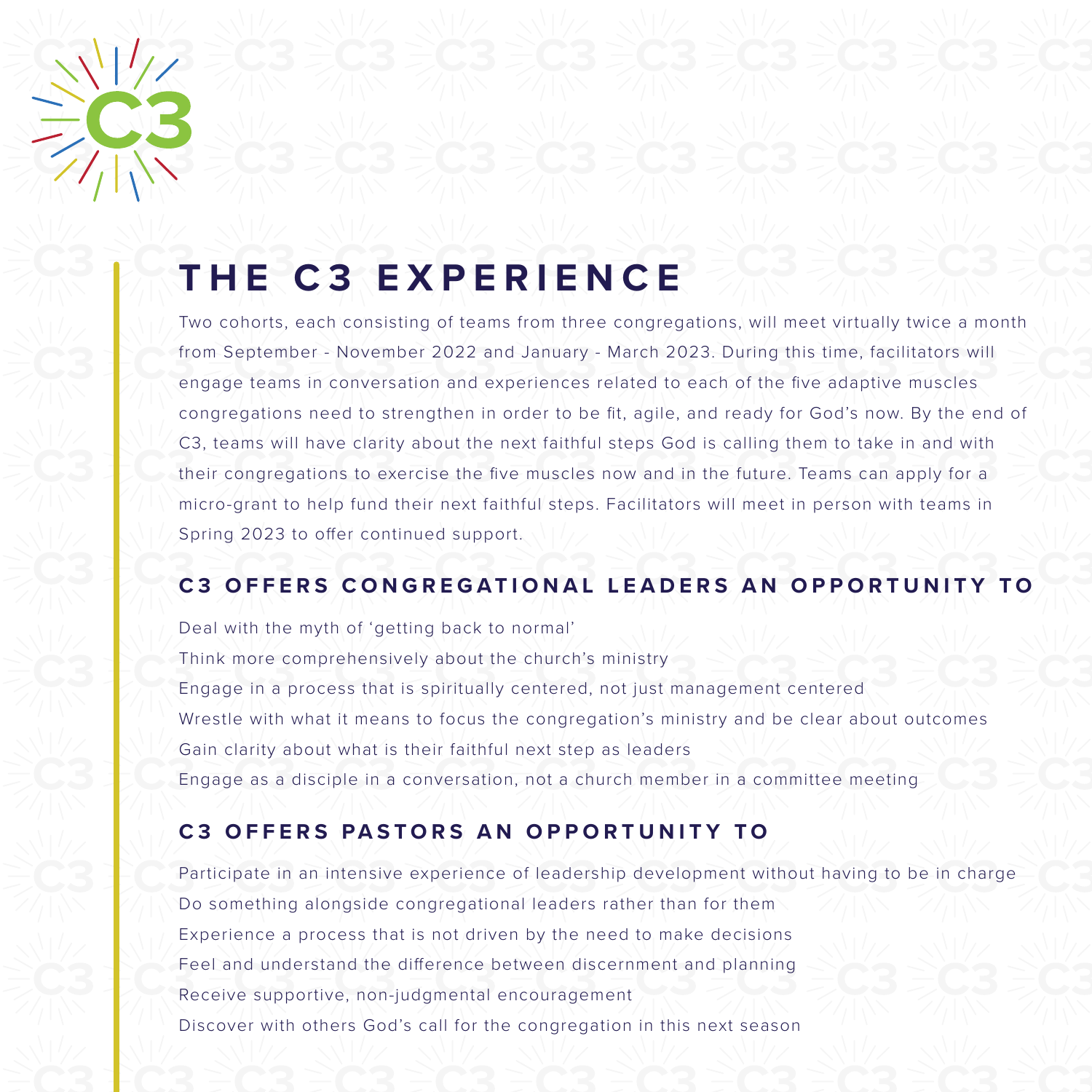# THE C3 EXPERIENCE

Two cohorts, each consisting of teams from three congregations, will meet virtually twice a month from September - November 2022 and January - March 2023. During this time, facilitators will engage teams in conversation and experiences related to each of the five adaptive muscles congregations need to strengthen in order to be fit, agile, and ready for God's now. By the end of C3, teams will have clarity about the next faithful steps God is calling them to take in and with their congregations to exercise the five muscles now and in the future. Teams can apply for a micro-grant to help fund their next faithful steps. Facilitators will meet in person with teams in Spring 2023 to offer continued support.

## C3 OFFERS CONGREGATIONAL LEADERS AN OPPORTUNITY TO

Deal with the myth of 'getting back to normal'

Think more comprehensively about the church's ministry

Engage in a process that is spiritually centered, not just management centered

Wrestle with what it means to focus the congregation's ministry and be clear about outcomes

Gain clarity about what is their faithful next step as leaders

Engage as a disciple in a conversation, not a church member in a committee meeting

## C3 OFFERS PASTORS AN OPPORTUNITY TO

Participate in an intensive experience of leadership development without having to be in charge

Do something alongside congregational leaders rather than for them

Experience a process that is not driven by the need to make decisions

Feel and understand the difference between discernment and planning

Receive supportive, non-judgmental encouragement

Discover with others God's call for the congregation in this next season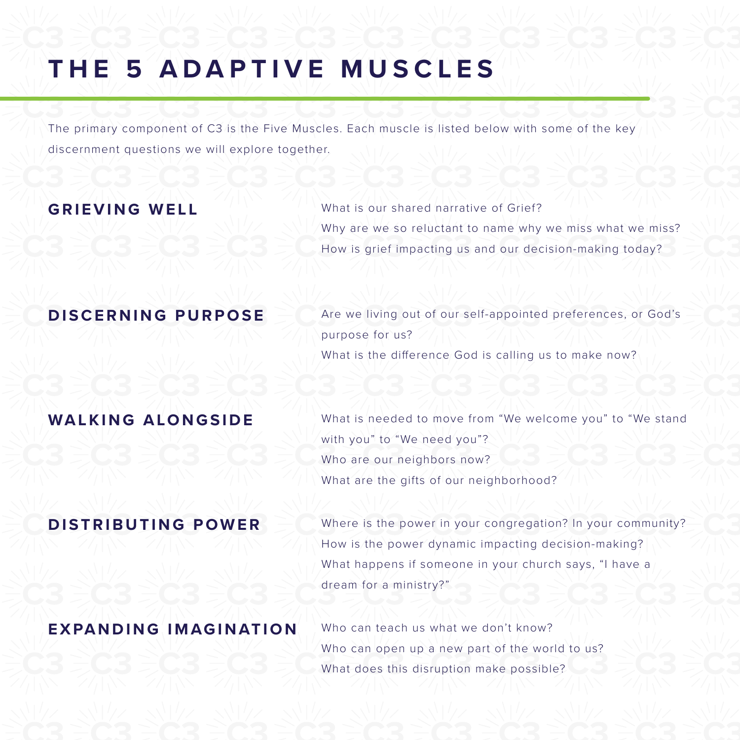# THE 5 ADAPTIVE MUSCLES

The primary component of C3 is the Five Muscles. Each muscle is listed below with some of the key discernment questions we will explore together.

## GRIEVING WELL

What is our shared narrative of Grief?
Why are we so reluctant to name why we miss what we miss?
How is grief impacting us and our decision-making today?

## DISCERNING PURPOSE

Are we living out of our self-appointed preferences, or God's purpose for us?
What is the difference God is calling us to make now?

## WALKING ALONGSIDE

What is needed to move from "We welcome you" to "We stand with you" to "We need you"?
Who are our neighbors now?
What are the gifts of our neighborhood?

## DISTRIBUTING POWER

Where is the power in your congregation? In your community?
How is the power dynamic impacting decision-making?
What happens if someone in your church says, "I have a dream for a ministry?"

## EXPANDING IMAGINATION

Who can teach us what we don't know?
Who can open up a new part of the world to us?
What does this disruption make possible?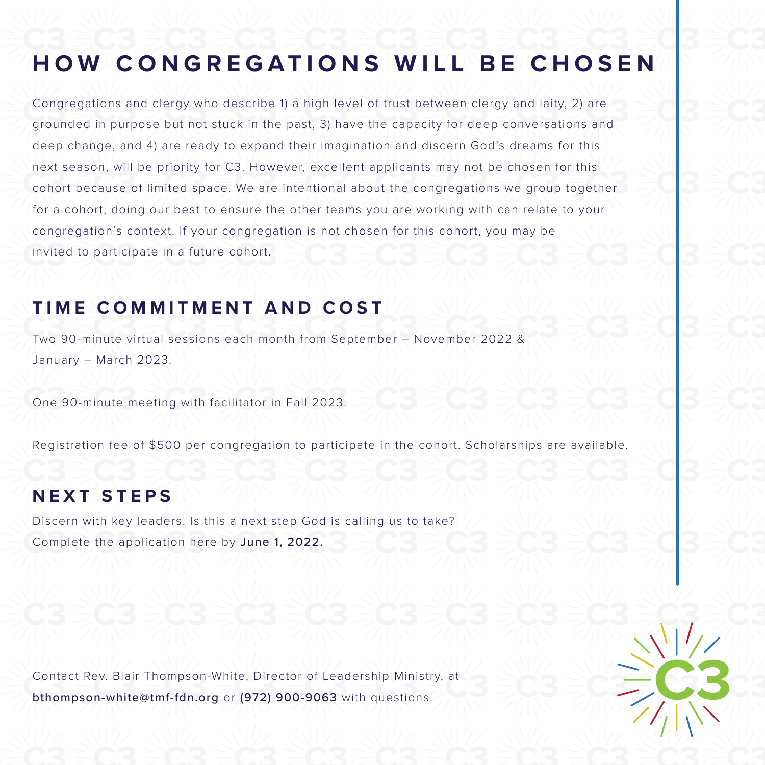# HOW CONGREGATIONS WILL BE CHOSEN

Congregations and clergy who describe 1) a high level of trust between clergy and laity, 2) are grounded in purpose but not stuck in the past, 3) have the capacity for deep conversations and deep change, and 4) are ready to expand their imagination and discern God's dreams for this next season, will be priority for C3. However, excellent applicants may not be chosen for this cohort because of limited space. We are intentional about the congregations we group together for a cohort, doing our best to ensure the other teams you are working with can relate to your congregation's context. If your congregation is not chosen for this cohort, you may be invited to participate in a future cohort.

## TIME COMMITMENT AND COST

Two 90-minute virtual sessions each month from September – November 2022 & January – March 2023.

One 90-minute meeting with facilitator in Fall 2023.

Registration fee of $500 per congregation to participate in the cohort. Scholarships are available.

## NEXT STEPS

Discern with key leaders. Is this a next step God is calling us to take?
Complete the application here by **June 1, 2022.**

Contact Rev. Blair Thompson-White, Director of Leadership Ministry, at **bthompson-white@tmf-fdn.org** or **(972) 900-9063** with questions.